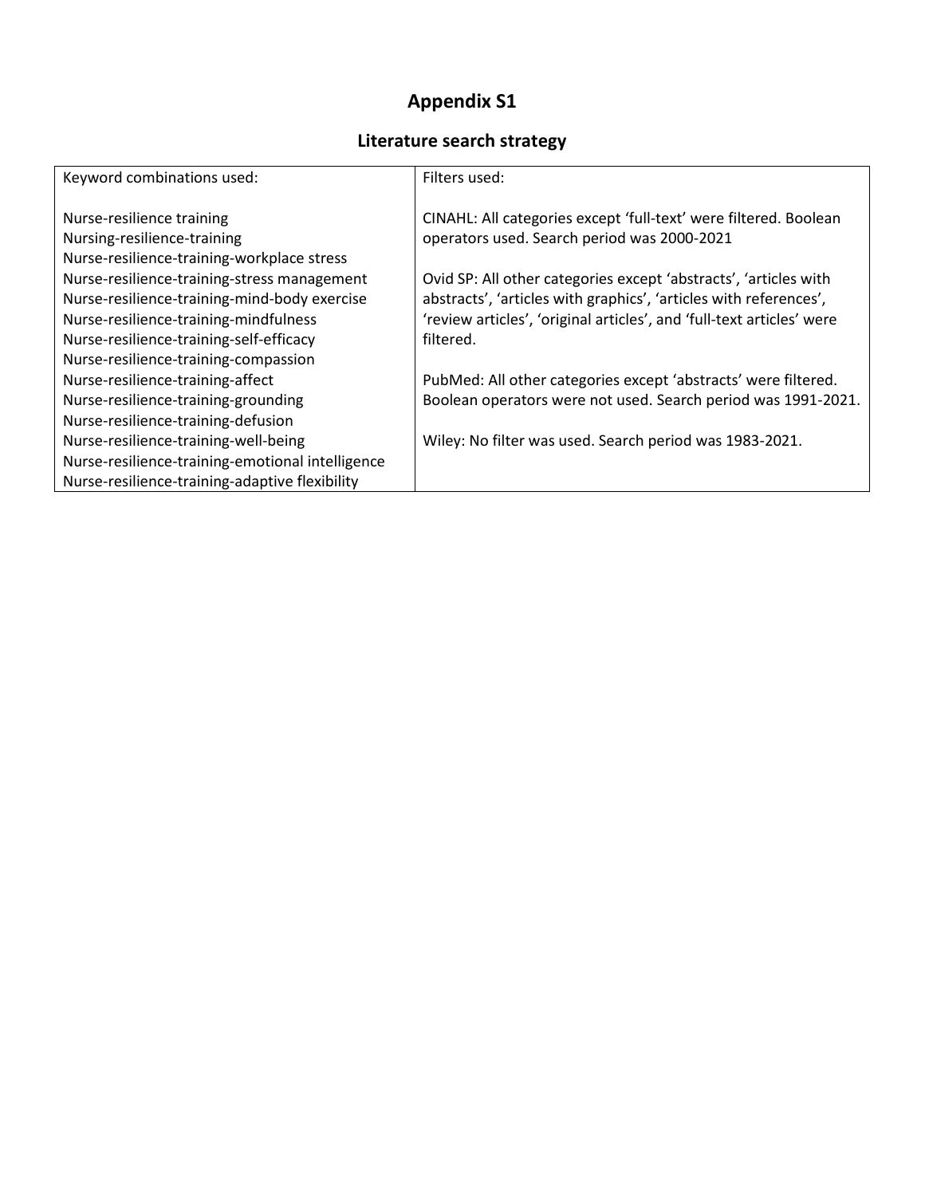# Appendix S1

## Literature search strategy

| Keyword combinations used: | Filters used: |
|---|---|
| Nurse-resilience training<br>Nursing-resilience-training<br>Nurse-resilience-training-workplace stress<br>Nurse-resilience-training-stress management<br>Nurse-resilience-training-mind-body exercise<br>Nurse-resilience-training-mindfulness<br>Nurse-resilience-training-self-efficacy<br>Nurse-resilience-training-compassion<br>Nurse-resilience-training-affect<br>Nurse-resilience-training-grounding<br>Nurse-resilience-training-defusion<br>Nurse-resilience-training-well-being<br>Nurse-resilience-training-emotional intelligence<br>Nurse-resilience-training-adaptive flexibility | CINAHL: All categories except 'full-text' were filtered. Boolean operators used. Search period was 2000-2021<br><br>Ovid SP: All other categories except 'abstracts', 'articles with abstracts', 'articles with graphics', 'articles with references', 'review articles', 'original articles', and 'full-text articles' were filtered.<br><br>PubMed: All other categories except 'abstracts' were filtered. Boolean operators were not used. Search period was 1991-2021.<br><br>Wiley: No filter was used. Search period was 1983-2021. |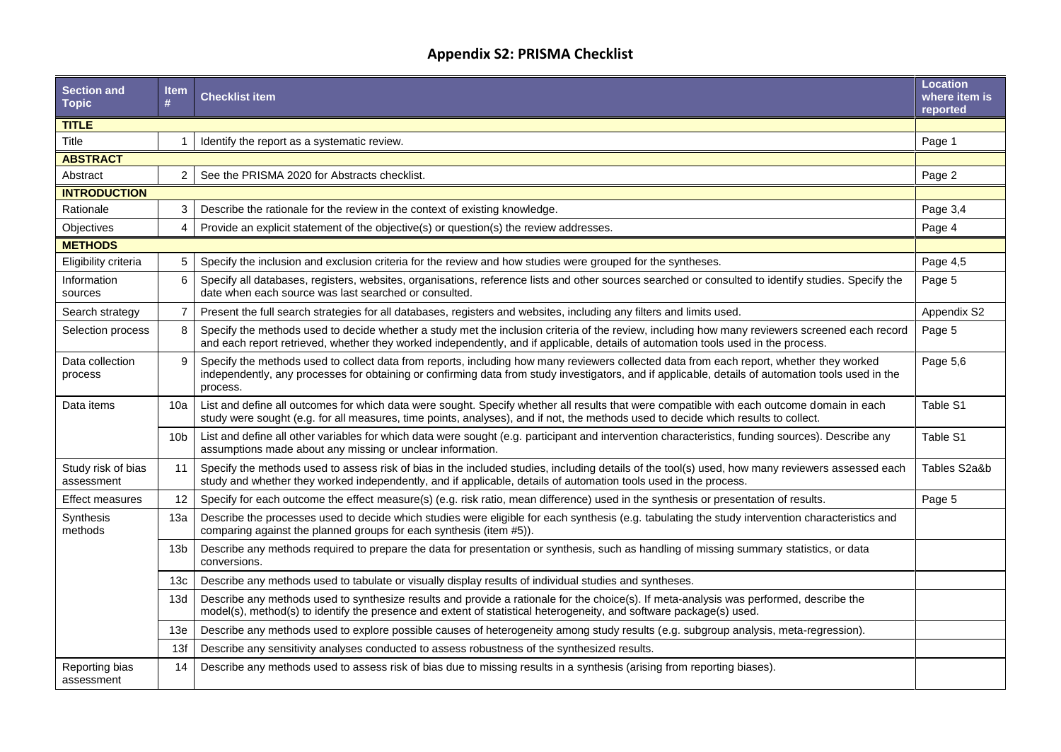## Appendix S2: PRISMA Checklist

| Section and Topic | Item # | Checklist item | Location where item is reported |
|---|---|---|---|
| **TITLE** | | | |
| Title | 1 | Identify the report as a systematic review. | Page 1 |
| **ABSTRACT** | | | |
| Abstract | 2 | See the PRISMA 2020 for Abstracts checklist. | Page 2 |
| **INTRODUCTION** | | | |
| Rationale | 3 | Describe the rationale for the review in the context of existing knowledge. | Page 3,4 |
| Objectives | 4 | Provide an explicit statement of the objective(s) or question(s) the review addresses. | Page 4 |
| **METHODS** | | | |
| Eligibility criteria | 5 | Specify the inclusion and exclusion criteria for the review and how studies were grouped for the syntheses. | Page 4,5 |
| Information sources | 6 | Specify all databases, registers, websites, organisations, reference lists and other sources searched or consulted to identify studies. Specify the date when each source was last searched or consulted. | Page 5 |
| Search strategy | 7 | Present the full search strategies for all databases, registers and websites, including any filters and limits used. | Appendix S2 |
| Selection process | 8 | Specify the methods used to decide whether a study met the inclusion criteria of the review, including how many reviewers screened each record and each report retrieved, whether they worked independently, and if applicable, details of automation tools used in the process. | Page 5 |
| Data collection process | 9 | Specify the methods used to collect data from reports, including how many reviewers collected data from each report, whether they worked independently, any processes for obtaining or confirming data from study investigators, and if applicable, details of automation tools used in the process. | Page 5,6 |
| Data items | 10a | List and define all outcomes for which data were sought. Specify whether all results that were compatible with each outcome domain in each study were sought (e.g. for all measures, time points, analyses), and if not, the methods used to decide which results to collect. | Table S1 |
| | 10b | List and define all other variables for which data were sought (e.g. participant and intervention characteristics, funding sources). Describe any assumptions made about any missing or unclear information. | Table S1 |
| Study risk of bias assessment | 11 | Specify the methods used to assess risk of bias in the included studies, including details of the tool(s) used, how many reviewers assessed each study and whether they worked independently, and if applicable, details of automation tools used in the process. | Tables S2a&b |
| Effect measures | 12 | Specify for each outcome the effect measure(s) (e.g. risk ratio, mean difference) used in the synthesis or presentation of results. | Page 5 |
| Synthesis methods | 13a | Describe the processes used to decide which studies were eligible for each synthesis (e.g. tabulating the study intervention characteristics and comparing against the planned groups for each synthesis (item #5)). | |
| | 13b | Describe any methods required to prepare the data for presentation or synthesis, such as handling of missing summary statistics, or data conversions. | |
| | 13c | Describe any methods used to tabulate or visually display results of individual studies and syntheses. | |
| | 13d | Describe any methods used to synthesize results and provide a rationale for the choice(s). If meta-analysis was performed, describe the model(s), method(s) to identify the presence and extent of statistical heterogeneity, and software package(s) used. | |
| | 13e | Describe any methods used to explore possible causes of heterogeneity among study results (e.g. subgroup analysis, meta-regression). | |
| | 13f | Describe any sensitivity analyses conducted to assess robustness of the synthesized results. | |
| Reporting bias assessment | 14 | Describe any methods used to assess risk of bias due to missing results in a synthesis (arising from reporting biases). | |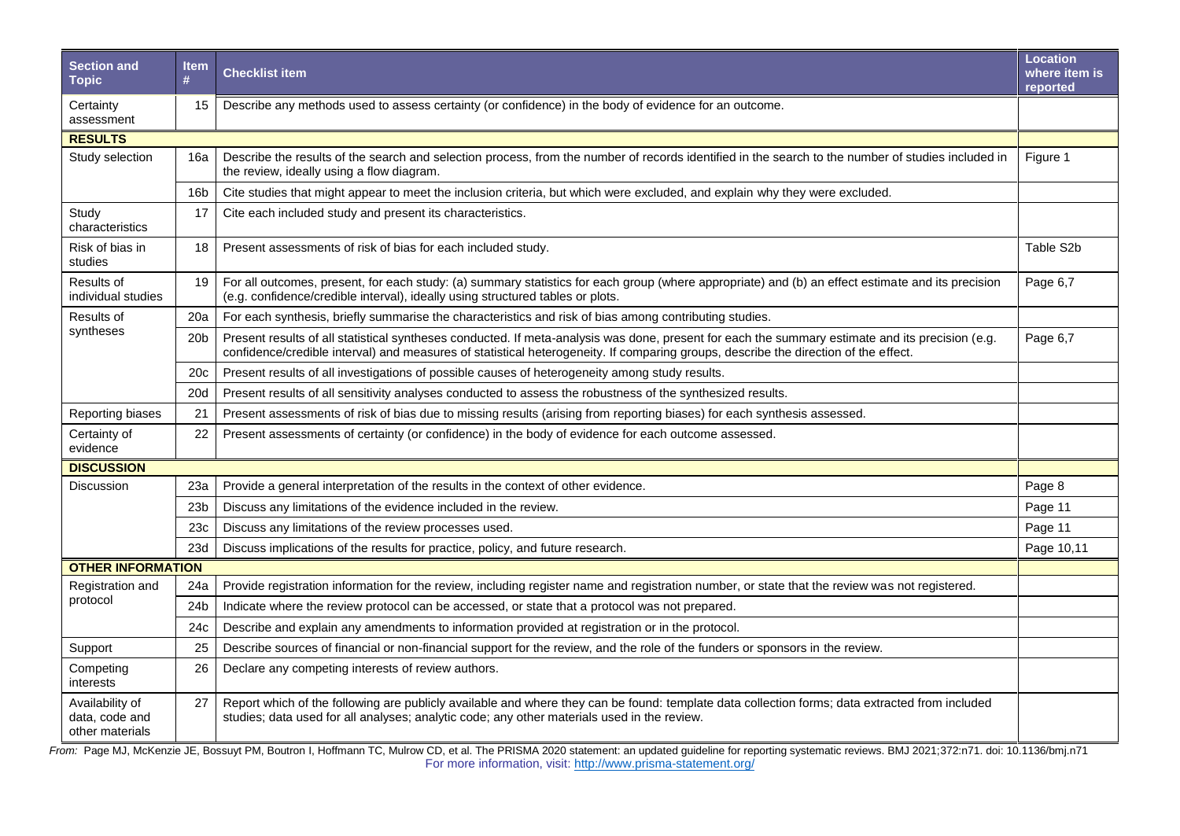| Section and Topic | Item # | Checklist item | Location where item is reported |
|---|---|---|---|
| Certainty assessment | 15 | Describe any methods used to assess certainty (or confidence) in the body of evidence for an outcome. | |
| **RESULTS** | | | |
| Study selection | 16a | Describe the results of the search and selection process, from the number of records identified in the search to the number of studies included in the review, ideally using a flow diagram. | Figure 1 |
| | 16b | Cite studies that might appear to meet the inclusion criteria, but which were excluded, and explain why they were excluded. | |
| Study characteristics | 17 | Cite each included study and present its characteristics. | |
| Risk of bias in studies | 18 | Present assessments of risk of bias for each included study. | Table S2b |
| Results of individual studies | 19 | For all outcomes, present, for each study: (a) summary statistics for each group (where appropriate) and (b) an effect estimate and its precision (e.g. confidence/credible interval), ideally using structured tables or plots. | Page 6,7 |
| Results of syntheses | 20a | For each synthesis, briefly summarise the characteristics and risk of bias among contributing studies. | |
| | 20b | Present results of all statistical syntheses conducted. If meta-analysis was done, present for each the summary estimate and its precision (e.g. confidence/credible interval) and measures of statistical heterogeneity. If comparing groups, describe the direction of the effect. | Page 6,7 |
| | 20c | Present results of all investigations of possible causes of heterogeneity among study results. | |
| | 20d | Present results of all sensitivity analyses conducted to assess the robustness of the synthesized results. | |
| Reporting biases | 21 | Present assessments of risk of bias due to missing results (arising from reporting biases) for each synthesis assessed. | |
| Certainty of evidence | 22 | Present assessments of certainty (or confidence) in the body of evidence for each outcome assessed. | |
| **DISCUSSION** | | | |
| Discussion | 23a | Provide a general interpretation of the results in the context of other evidence. | Page 8 |
| | 23b | Discuss any limitations of the evidence included in the review. | Page 11 |
| | 23c | Discuss any limitations of the review processes used. | Page 11 |
| | 23d | Discuss implications of the results for practice, policy, and future research. | Page 10,11 |
| **OTHER INFORMATION** | | | |
| Registration and protocol | 24a | Provide registration information for the review, including register name and registration number, or state that the review was not registered. | |
| | 24b | Indicate where the review protocol can be accessed, or state that a protocol was not prepared. | |
| | 24c | Describe and explain any amendments to information provided at registration or in the protocol. | |
| Support | 25 | Describe sources of financial or non-financial support for the review, and the role of the funders or sponsors in the review. | |
| Competing interests | 26 | Declare any competing interests of review authors. | |
| Availability of data, code and other materials | 27 | Report which of the following are publicly available and where they can be found: template data collection forms; data extracted from included studies; data used for all analyses; analytic code; any other materials used in the review. | |

*From:* Page MJ, McKenzie JE, Bossuyt PM, Boutron I, Hoffmann TC, Mulrow CD, et al. The PRISMA 2020 statement: an updated guideline for reporting systematic reviews. BMJ 2021;372:n71. doi: 10.1136/bmj.n71

For more information, visit: http://www.prisma-statement.org/